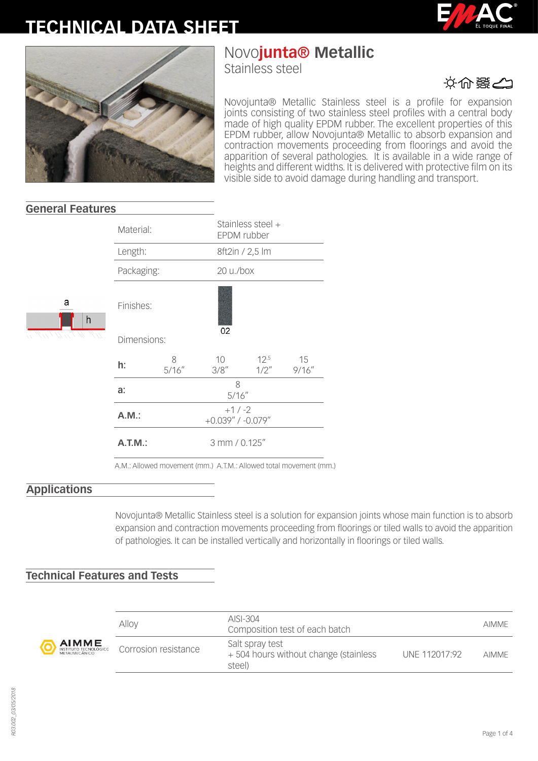# TECHNICAL DATA SHEET

# Novojunta® Metallic

Stainless steel

Novojunta® Metallic Stainless steel is a profile for expansion joints consisting of two stainless steel profiles with a central body made of high quality EPDM rubber. The excellent properties of this EPDM rubber, allow Novojunta® Metallic to absorb expansion and contraction movements proceeding from floorings and avoid the apparition of several pathologies. It is available in a wide range of heights and different widths. It is delivered with protective film on its visible side to avoid damage during handling and transport.

## General Features

| | |
|---|---|
| Material: | Stainless steel + EPDM rubber |
| Length: | 8ft2in / 2,5 lm |
| Packaging: | 20 u./box |
| Finishes: | 02 |

Dimensions:

| | | | | |
|---|---|---|---|---|
| **h:** | 8<br>5/16″ | 10<br>3/8″ | 12.5<br>1/2″ | 15<br>9/16″ |
| **a:** | 8<br>5/16″ | | | |
| **A.M.:** | +1 / -2<br>+0.039″ / -0.079″ | | | |
| **A.T.M.:** | 3 mm / 0.125″ | | | |

A.M.: Allowed movement (mm.) A.T.M.: Allowed total movement (mm.)

## Applications

Novojunta® Metallic Stainless steel is a solution for expansion joints whose main function is to absorb expansion and contraction movements proceeding from floorings or tiled walls to avoid the apparition of pathologies. It can be installed vertically and horizontally in floorings or tiled walls.

## Technical Features and Tests

| | | | |
|---|---|---|---|
| Alloy | AISI-304<br>Composition test of each batch | | AIMME |
| Corrosion resistance | Salt spray test<br>+ 504 hours without change (stainless steel) | UNE 112017:92 | AIMME |

R03.002_03/05/2018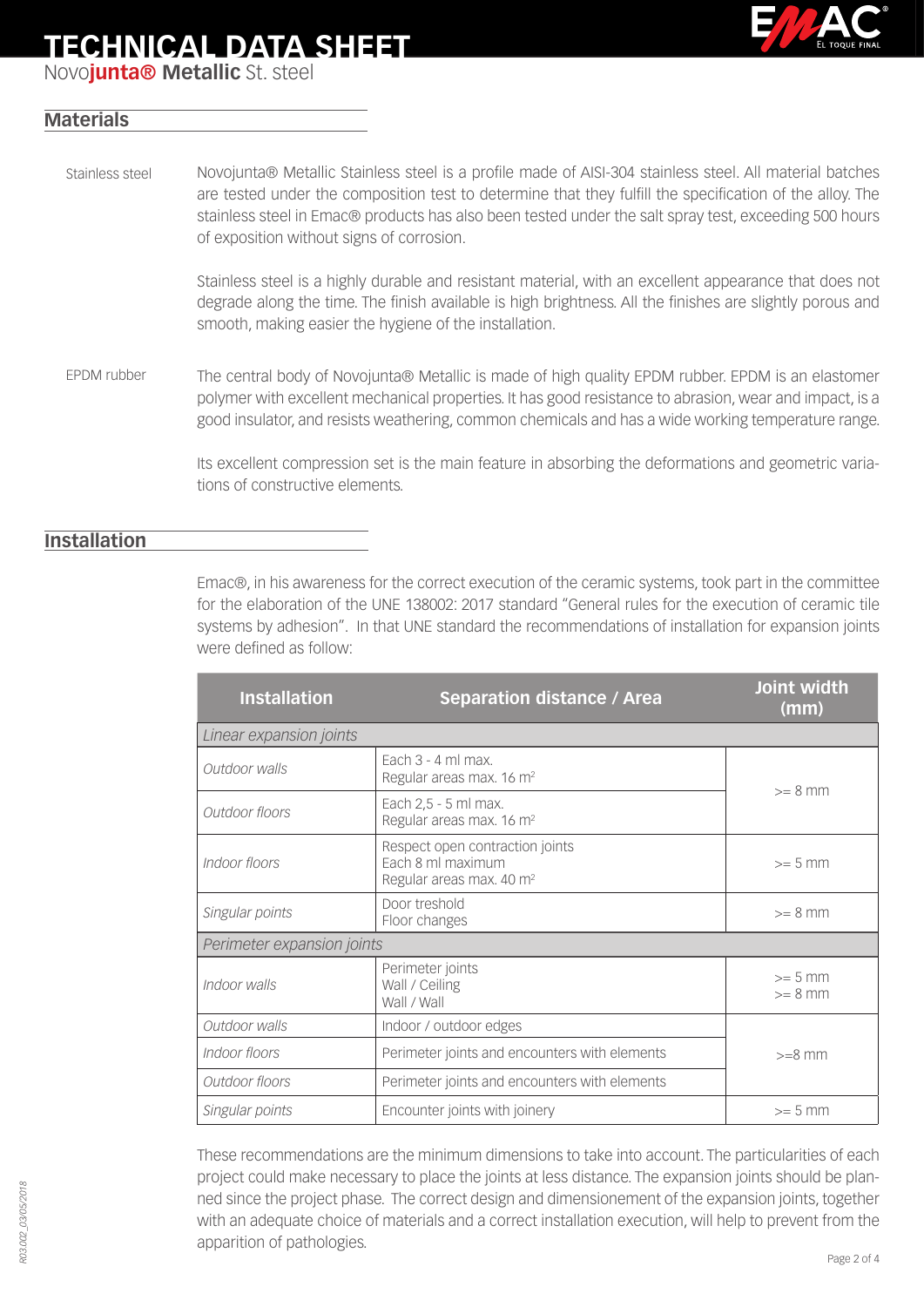# TECHNICAL DATA SHEET

Novo**junta® Metallic** St. steel

## Materials

**Stainless steel**

Novojunta® Metallic Stainless steel is a profile made of AISI-304 stainless steel. All material batches are tested under the composition test to determine that they fulfill the specification of the alloy. The stainless steel in Emac® products has also been tested under the salt spray test, exceeding 500 hours of exposition without signs of corrosion.

Stainless steel is a highly durable and resistant material, with an excellent appearance that does not degrade along the time. The finish available is high brightness. All the finishes are slightly porous and smooth, making easier the hygiene of the installation.

**EPDM rubber**

The central body of Novojunta® Metallic is made of high quality EPDM rubber. EPDM is an elastomer polymer with excellent mechanical properties. It has good resistance to abrasion, wear and impact, is a good insulator, and resists weathering, common chemicals and has a wide working temperature range.

Its excellent compression set is the main feature in absorbing the deformations and geometric variations of constructive elements.

## Installation

Emac®, in his awareness for the correct execution of the ceramic systems, took part in the committee for the elaboration of the UNE 138002: 2017 standard "General rules for the execution of ceramic tile systems by adhesion". In that UNE standard the recommendations of installation for expansion joints were defined as follow:

| Installation | Separation distance / Area | Joint width (mm) |
|---|---|---|
| *Linear expansion joints* | | |
| *Outdoor walls* | Each 3 - 4 ml max.<br>Regular areas max. 16 $m^2$ | >= 8 mm |
| *Outdoor floors* | Each 2,5 - 5 ml max.<br>Regular areas max. 16 $m^2$ | |
| *Indoor floors* | Respect open contraction joints<br>Each 8 ml maximum<br>Regular areas max. 40 $m^2$ | >= 5 mm |
| *Singular points* | Door treshold<br>Floor changes | >= 8 mm |
| *Perimeter expansion joints* | | |
| *Indoor walls* | Perimeter joints<br>Wall / Ceiling<br>Wall / Wall | >= 5 mm<br>>= 8 mm |
| *Outdoor walls* | Indoor / outdoor edges | >=8 mm |
| *Indoor floors* | Perimeter joints and encounters with elements | |
| *Outdoor floors* | Perimeter joints and encounters with elements | |
| *Singular points* | Encounter joints with joinery | >= 5 mm |

These recommendations are the minimum dimensions to take into account. The particularities of each project could make necessary to place the joints at less distance. The expansion joints should be planned since the project phase. The correct design and dimensionement of the expansion joints, together with an adequate choice of materials and a correct installation execution, will help to prevent from the apparition of pathologies.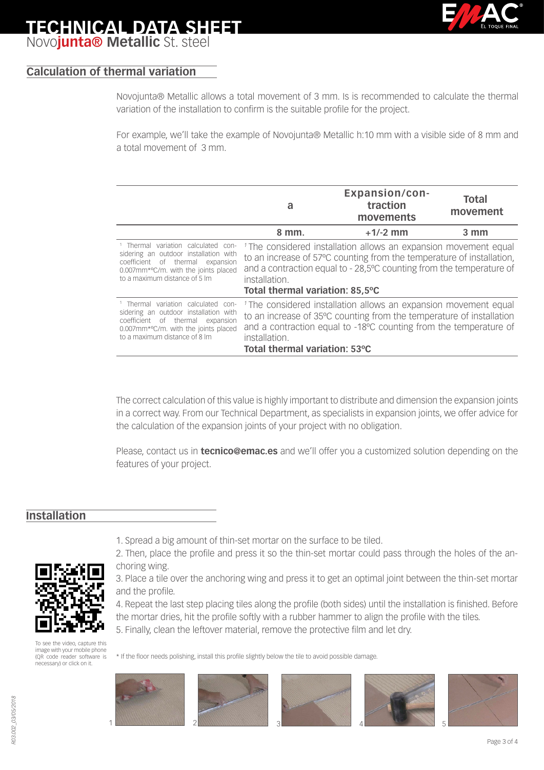# TECHNICAL DATA SHEET
Novo**junta®** **Metallic** St. steel

## Calculation of thermal variation

Novojunta® Metallic allows a total movement of 3 mm. Is is recommended to calculate the thermal variation of the installation to confirm is the suitable profile for the project.

For example, we'll take the example of Novojunta® Metallic h:10 mm with a visible side of 8 mm and a total movement of 3 mm.

| | a | Expansion/contraction movements | Total movement |
|---|---|---|---|
| | 8 mm. | +1/-2 mm | 3 mm |
| [1] Thermal variation calculated considering an outdoor installation with coefficient of thermal expansion 0.007mm*ºC/m. with the joints placed to a maximum distance of 5 lm | [1] The considered installation allows an expansion movement equal to an increase of 57ºC counting from the temperature of installation, and a contraction equal to - 28,5ºC counting from the temperature of installation. **Total thermal variation: 85,5ºC** | | |
| [1] Thermal variation calculated considering an outdoor installation with coefficient of thermal expansion 0.007mm*ºC/m. with the joints placed to a maximum distance of 8 lm | [1] The considered installation allows an expansion movement equal to an increase of 35ºC counting from the temperature of installation and a contraction equal to -18ºC counting from the temperature of installation. **Total thermal variation: 53ºC** | | |

The correct calculation of this value is highly important to distribute and dimension the expansion joints in a correct way. From our Technical Department, as specialists in expansion joints, we offer advice for the calculation of the expansion joints of your project with no obligation.

Please, contact us in **tecnico@emac.es** and we'll offer you a customized solution depending on the features of your project.

## Installation

1. Spread a big amount of thin-set mortar on the surface to be tiled.
2. Then, place the profile and press it so the thin-set mortar could pass through the holes of the anchoring wing.
3. Place a tile over the anchoring wing and press it to get an optimal joint between the thin-set mortar and the profile.
4. Repeat the last step placing tiles along the profile (both sides) until the installation is finished. Before the mortar dries, hit the profile softly with a rubber hammer to align the profile with the tiles.
5. Finally, clean the leftover material, remove the protective film and let dry.

To see the video, capture this image with your mobile phone (QR code reader software is necessary) or click on it.

\* If the floor needs polishing, install this profile slightly below the tile to avoid possible damage.

1 2 3 4 5

R03.002_03/05/2018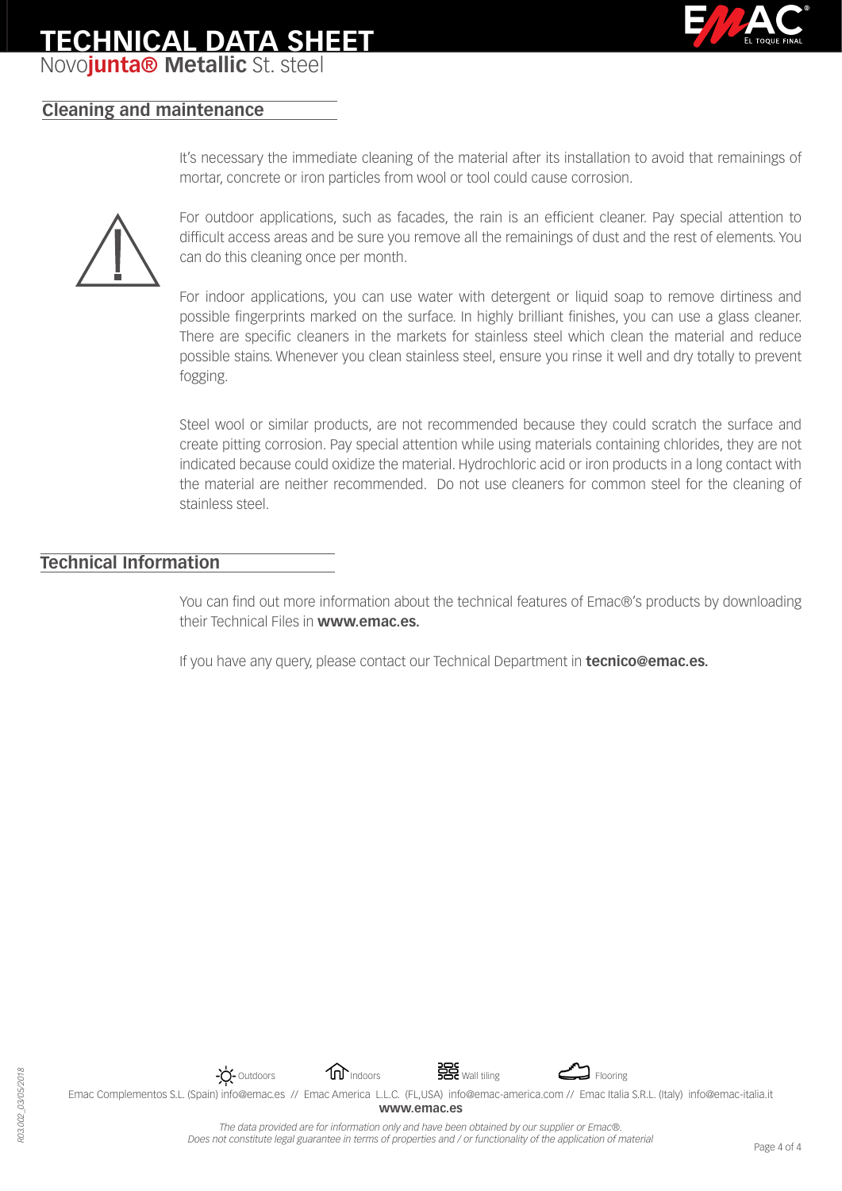## Cleaning and maintenance

It's necessary the immediate cleaning of the material after its installation to avoid that remainings of mortar, concrete or iron particles from wool or tool could cause corrosion.

For outdoor applications, such as facades, the rain is an efficient cleaner. Pay special attention to difficult access areas and be sure you remove all the remainings of dust and the rest of elements. You can do this cleaning once per month.

For indoor applications, you can use water with detergent or liquid soap to remove dirtiness and possible fingerprints marked on the surface. In highly brilliant finishes, you can use a glass cleaner. There are specific cleaners in the markets for stainless steel which clean the material and reduce possible stains. Whenever you clean stainless steel, ensure you rinse it well and dry totally to prevent fogging.

Steel wool or similar products, are not recommended because they could scratch the surface and create pitting corrosion. Pay special attention while using materials containing chlorides, they are not indicated because could oxidize the material. Hydrochloric acid or iron products in a long contact with the material are neither recommended. Do not use cleaners for common steel for the cleaning of stainless steel.

## Technical Information

You can find out more information about the technical features of Emac®'s products by downloading their Technical Files in **www.emac.es.**

If you have any query, please contact our Technical Department in **tecnico@emac.es.**

Outdoors Indoors Wall tiling Flooring

Emac Complementos S.L. (Spain) info@emac.es // Emac America L.L.C. (FL,USA) info@emac-america.com // Emac Italia S.R.L. (Italy) info@emac-italia.it

**www.emac.es**

*The data provided are for information only and have been obtained by our supplier or Emac®.*
*Does not constitute legal guarantee in terms of properties and / or functionality of the application of material*